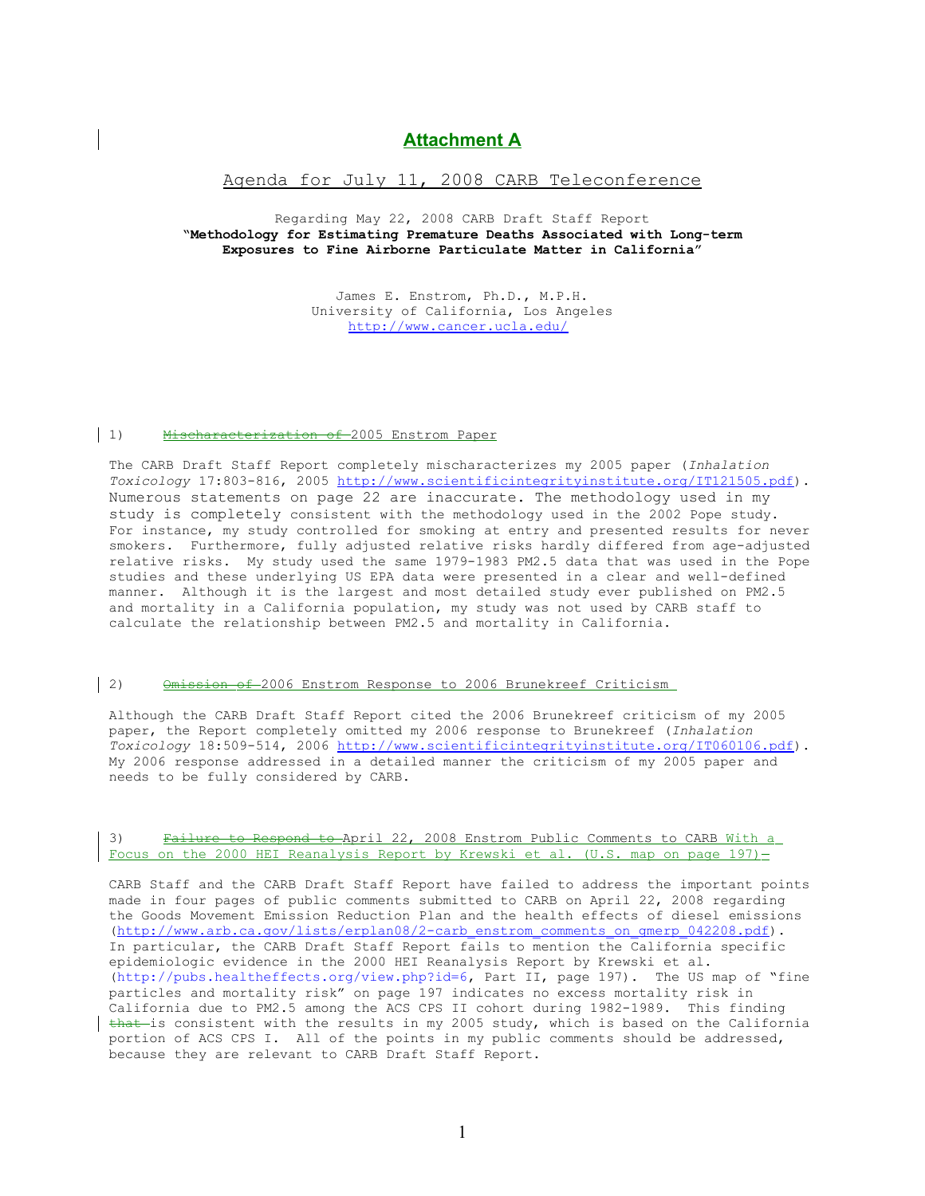# Attachment A

## Agenda for July 11, 2008 CARB Teleconference

Regarding May 22, 2008 CARB Draft Staff Report
**"Methodology for Estimating Premature Deaths Associated with Long-term Exposures to Fine Airborne Particulate Matter in California"**

James E. Enstrom, Ph.D., M.P.H.
University of California, Los Angeles
http://www.cancer.ucla.edu/

### 1) ~~Mischaracterization of~~ 2005 Enstrom Paper

The CARB Draft Staff Report completely mischaracterizes my 2005 paper (*Inhalation Toxicology* 17:803-816, 2005 http://www.scientificintegrityinstitute.org/IT121505.pdf). Numerous statements on page 22 are inaccurate. The methodology used in my study is completely consistent with the methodology used in the 2002 Pope study. For instance, my study controlled for smoking at entry and presented results for never smokers. Furthermore, fully adjusted relative risks hardly differed from age-adjusted relative risks. My study used the same 1979-1983 PM2.5 data that was used in the Pope studies and these underlying US EPA data were presented in a clear and well-defined manner. Although it is the largest and most detailed study ever published on PM2.5 and mortality in a California population, my study was not used by CARB staff to calculate the relationship between PM2.5 and mortality in California.

### 2) ~~Omission of~~ 2006 Enstrom Response to 2006 Brunekreef Criticism

Although the CARB Draft Staff Report cited the 2006 Brunekreef criticism of my 2005 paper, the Report completely omitted my 2006 response to Brunekreef (*Inhalation Toxicology* 18:509-514, 2006 http://www.scientificintegrityinstitute.org/IT060106.pdf). My 2006 response addressed in a detailed manner the criticism of my 2005 paper and needs to be fully considered by CARB.

### 3) ~~Failure to Respond to~~ April 22, 2008 Enstrom Public Comments to CARB With a Focus on the 2000 HEI Reanalysis Report by Krewski et al. (U.S. map on page 197)

CARB Staff and the CARB Draft Staff Report have failed to address the important points made in four pages of public comments submitted to CARB on April 22, 2008 regarding the Goods Movement Emission Reduction Plan and the health effects of diesel emissions (http://www.arb.ca.gov/lists/erplan08/2-carb_enstrom_comments_on_gmerp_042208.pdf). In particular, the CARB Draft Staff Report fails to mention the California specific epidemiologic evidence in the 2000 HEI Reanalysis Report by Krewski et al. (http://pubs.healtheffects.org/view.php?id=6, Part II, page 197). The US map of "fine particles and mortality risk" on page 197 indicates no excess mortality risk in California due to PM2.5 among the ACS CPS II cohort during 1982-1989. This finding ~~that~~ is consistent with the results in my 2005 study, which is based on the California portion of ACS CPS I. All of the points in my public comments should be addressed, because they are relevant to CARB Draft Staff Report.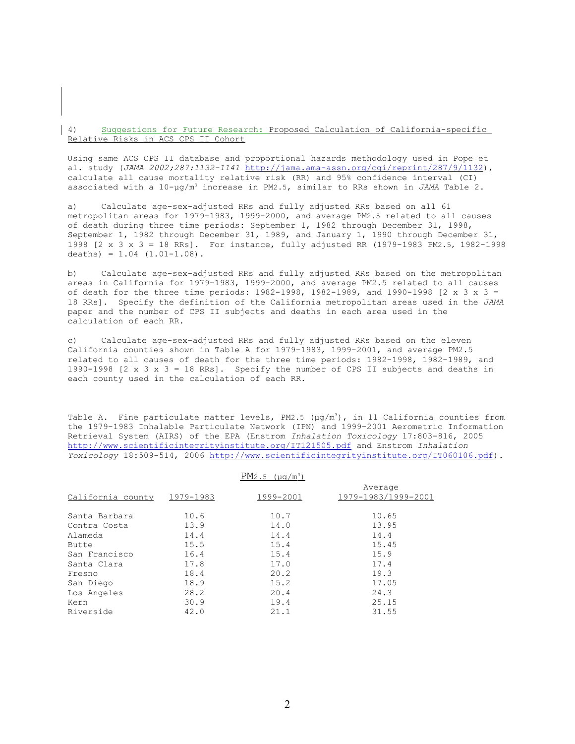4) Suggestions for Future Research: Proposed Calculation of California-specific Relative Risks in ACS CPS II Cohort

Using same ACS CPS II database and proportional hazards methodology used in Pope et al. study (*JAMA 2002;287:1132-1141* http://jama.ama-assn.org/cgi/reprint/287/9/1132), calculate all cause mortality relative risk (RR) and 95% confidence interval (CI) associated with a 10-µg/m$^3$ increase in PM2.5, similar to RRs shown in *JAMA* Table 2.

a) Calculate age-sex-adjusted RRs and fully adjusted RRs based on all 61 metropolitan areas for 1979-1983, 1999-2000, and average PM2.5 related to all causes of death during three time periods: September 1, 1982 through December 31, 1998, September 1, 1982 through December 31, 1989, and January 1, 1990 through December 31, 1998 [2 x 3 x 3 = 18 RRs]. For instance, fully adjusted RR (1979-1983 PM2.5, 1982-1998 deaths) = 1.04 (1.01-1.08).

b) Calculate age-sex-adjusted RRs and fully adjusted RRs based on the metropolitan areas in California for 1979-1983, 1999-2000, and average PM2.5 related to all causes of death for the three time periods: 1982-1998, 1982-1989, and 1990-1998 [2 x 3 x 3 = 18 RRs]. Specify the definition of the California metropolitan areas used in the *JAMA* paper and the number of CPS II subjects and deaths in each area used in the calculation of each RR.

c) Calculate age-sex-adjusted RRs and fully adjusted RRs based on the eleven California counties shown in Table A for 1979-1983, 1999-2001, and average PM2.5 related to all causes of death for the three time periods: 1982-1998, 1982-1989, and 1990-1998 [2 x 3 x 3 = 18 RRs]. Specify the number of CPS II subjects and deaths in each county used in the calculation of each RR.

Table A. Fine particulate matter levels, PM2.5 (µg/m$^3$), in 11 California counties from the 1979-1983 Inhalable Particulate Network (IPN) and 1999-2001 Aerometric Information Retrieval System (AIRS) of the EPA (Enstrom *Inhalation Toxicology* 17:803-816, 2005 http://www.scientificintegrityinstitute.org/IT121505.pdf and Enstrom *Inhalation Toxicology* 18:509-514, 2006 http://www.scientificintegrityinstitute.org/IT060106.pdf).

| | PM2.5 (µg/m$^3$) | | |
|---|---|---|---|
| California county | 1979-1983 | 1999-2001 | Average 1979-1983/1999-2001 |
| Santa Barbara | 10.6 | 10.7 | 10.65 |
| Contra Costa | 13.9 | 14.0 | 13.95 |
| Alameda | 14.4 | 14.4 | 14.4 |
| Butte | 15.5 | 15.4 | 15.45 |
| San Francisco | 16.4 | 15.4 | 15.9 |
| Santa Clara | 17.8 | 17.0 | 17.4 |
| Fresno | 18.4 | 20.2 | 19.3 |
| San Diego | 18.9 | 15.2 | 17.05 |
| Los Angeles | 28.2 | 20.4 | 24.3 |
| Kern | 30.9 | 19.4 | 25.15 |
| Riverside | 42.0 | 21.1 | 31.55 |